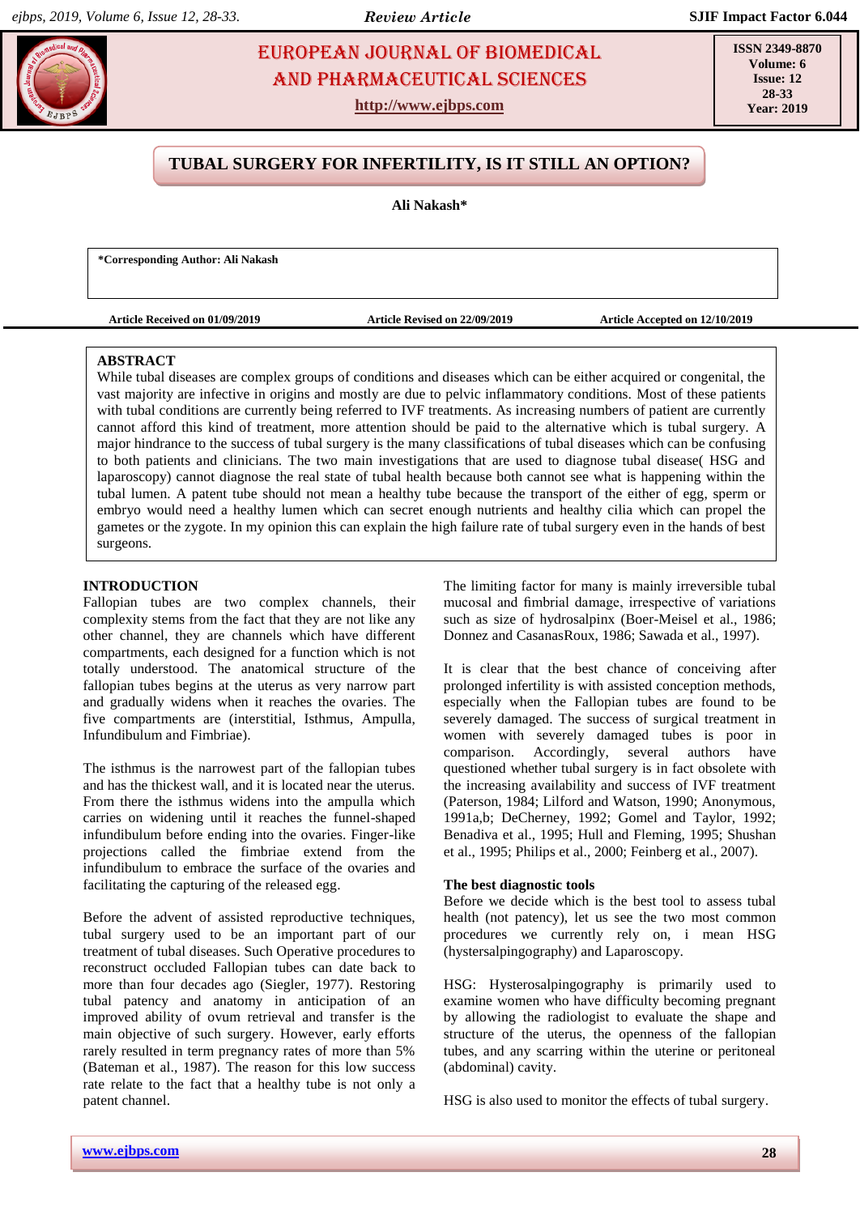# TUBAL SURGERY FOR INFERTILITY, IS IT STILL AN OPTION?

**Ali Nakash***

***Corresponding Author: Ali Nakash**

**Article Received on 01/09/2019** **Article Revised on 22/09/2019** **Article Accepted on 12/10/2019**

## ABSTRACT

While tubal diseases are complex groups of conditions and diseases which can be either acquired or congenital, the vast majority are infective in origins and mostly are due to pelvic inflammatory conditions. Most of these patients with tubal conditions are currently being referred to IVF treatments. As increasing numbers of patient are currently cannot afford this kind of treatment, more attention should be paid to the alternative which is tubal surgery. A major hindrance to the success of tubal surgery is the many classifications of tubal diseases which can be confusing to both patients and clinicians. The two main investigations that are used to diagnose tubal disease( HSG and laparoscopy) cannot diagnose the real state of tubal health because both cannot see what is happening within the tubal lumen. A patent tube should not mean a healthy tube because the transport of the either of egg, sperm or embryo would need a healthy lumen which can secret enough nutrients and healthy cilia which can propel the gametes or the zygote. In my opinion this can explain the high failure rate of tubal surgery even in the hands of best surgeons.

## INTRODUCTION

Fallopian tubes are two complex channels, their complexity stems from the fact that they are not like any other channel, they are channels which have different compartments, each designed for a function which is not totally understood. The anatomical structure of the fallopian tubes begins at the uterus as very narrow part and gradually widens when it reaches the ovaries. The five compartments are (interstitial, Isthmus, Ampulla, Infundibulum and Fimbriae).

The isthmus is the narrowest part of the fallopian tubes and has the thickest wall, and it is located near the uterus. From there the isthmus widens into the ampulla which carries on widening until it reaches the funnel-shaped infundibulum before ending into the ovaries. Finger-like projections called the fimbriae extend from the infundibulum to embrace the surface of the ovaries and facilitating the capturing of the released egg.

Before the advent of assisted reproductive techniques, tubal surgery used to be an important part of our treatment of tubal diseases. Such Operative procedures to reconstruct occluded Fallopian tubes can date back to more than four decades ago (Siegler, 1977). Restoring tubal patency and anatomy in anticipation of an improved ability of ovum retrieval and transfer is the main objective of such surgery. However, early efforts rarely resulted in term pregnancy rates of more than 5% (Bateman et al., 1987). The reason for this low success rate relate to the fact that a healthy tube is not only a patent channel.

The limiting factor for many is mainly irreversible tubal mucosal and fimbrial damage, irrespective of variations such as size of hydrosalpinx (Boer-Meisel et al., 1986; Donnez and CasanasRoux, 1986; Sawada et al., 1997).

It is clear that the best chance of conceiving after prolonged infertility is with assisted conception methods, especially when the Fallopian tubes are found to be severely damaged. The success of surgical treatment in women with severely damaged tubes is poor in comparison. Accordingly, several authors have questioned whether tubal surgery is in fact obsolete with the increasing availability and success of IVF treatment (Paterson, 1984; Lilford and Watson, 1990; Anonymous, 1991a,b; DeCherney, 1992; Gomel and Taylor, 1992; Benadiva et al., 1995; Hull and Fleming, 1995; Shushan et al., 1995; Philips et al., 2000; Feinberg et al., 2007).

### The best diagnostic tools

Before we decide which is the best tool to assess tubal health (not patency), let us see the two most common procedures we currently rely on, i mean HSG (hystersalpingography) and Laparoscopy.

HSG: Hysterosalpingography is primarily used to examine women who have difficulty becoming pregnant by allowing the radiologist to evaluate the shape and structure of the uterus, the openness of the fallopian tubes, and any scarring within the uterine or peritoneal (abdominal) cavity.

HSG is also used to monitor the effects of tubal surgery.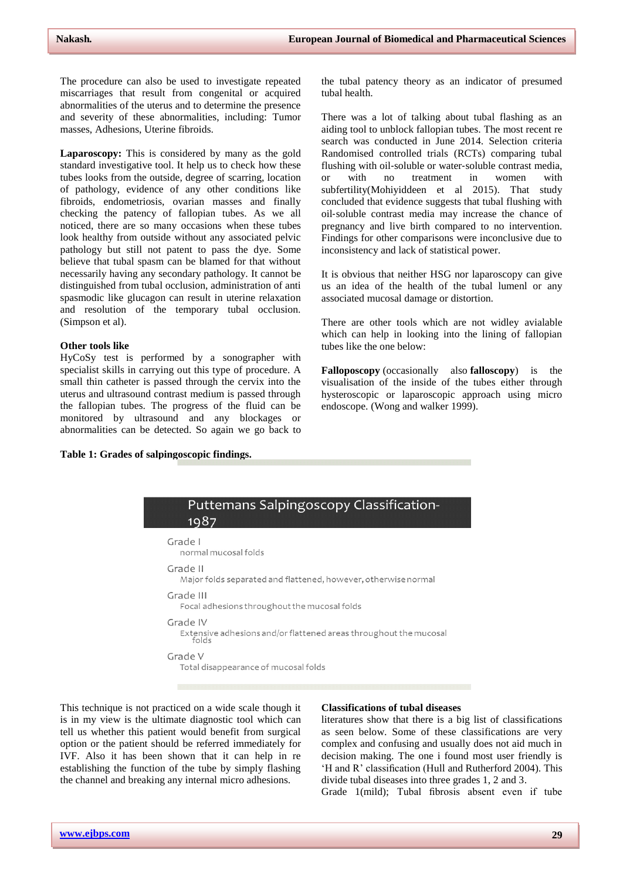The procedure can also be used to investigate repeated miscarriages that result from congenital or acquired abnormalities of the uterus and to determine the presence and severity of these abnormalities, including: Tumor masses, Adhesions, Uterine fibroids.

**Laparoscopy:** This is considered by many as the gold standard investigative tool. It help us to check how these tubes looks from the outside, degree of scarring, location of pathology, evidence of any other conditions like fibroids, endometriosis, ovarian masses and finally checking the patency of fallopian tubes. As we all noticed, there are so many occasions when these tubes look healthy from outside without any associated pelvic pathology but still not patent to pass the dye. Some believe that tubal spasm can be blamed for that without necessarily having any secondary pathology. It cannot be distinguished from tubal occlusion, administration of anti spasmodic like glucagon can result in uterine relaxation and resolution of the temporary tubal occlusion. (Simpson et al).

**Other tools like**

HyCoSy test is performed by a sonographer with specialist skills in carrying out this type of procedure. A small thin catheter is passed through the cervix into the uterus and ultrasound contrast medium is passed through the fallopian tubes. The progress of the fluid can be monitored by ultrasound and any blockages or abnormalities can be detected. So again we go back to the tubal patency theory as an indicator of presumed tubal health.

There was a lot of talking about tubal flashing as an aiding tool to unblock fallopian tubes. The most recent re search was conducted in June 2014. Selection criteria Randomised controlled trials (RCTs) comparing tubal flushing with oil-soluble or water-soluble contrast media, or with no treatment in women with subfertility(Mohiyiddeen et al 2015). That study concluded that evidence suggests that tubal flushing with oil-soluble contrast media may increase the chance of pregnancy and live birth compared to no intervention. Findings for other comparisons were inconclusive due to inconsistency and lack of statistical power.

It is obvious that neither HSG nor laparoscopy can give us an idea of the health of the tubal lumenl or any associated mucosal damage or distortion.

There are other tools which are not widley avialable which can help in looking into the lining of fallopian tubes like the one below:

**Falloposcopy** (occasionally also **falloscopy**) is the visualisation of the inside of the tubes either through hysteroscopic or laparoscopic approach using micro endoscope. (Wong and walker 1999).

**Table 1: Grades of salpingoscopic findings.**

| Puttemans Salpingoscopy Classification-1987 | |
|---|---|
| Grade I | normal mucosal folds |
| Grade II | Major folds separated and flattened, however, otherwise normal |
| Grade III | Focal adhesions throughout the mucosal folds |
| Grade IV | Extensive adhesions and/or flattened areas throughout the mucosal folds |
| Grade V | Total disappearance of mucosal folds |

This technique is not practiced on a wide scale though it is in my view is the ultimate diagnostic tool which can tell us whether this patient would benefit from surgical option or the patient should be referred immediately for IVF. Also it has been shown that it can help in re establishing the function of the tube by simply flashing the channel and breaking any internal micro adhesions.

**Classifications of tubal diseases**

literatures show that there is a big list of classifications as seen below. Some of these classifications are very complex and confusing and usually does not aid much in decision making. The one i found most user friendly is 'H and R' classification (Hull and Rutherford 2004). This divide tubal diseases into three grades 1, 2 and 3.

Grade 1(mild); Tubal fibrosis absent even if tube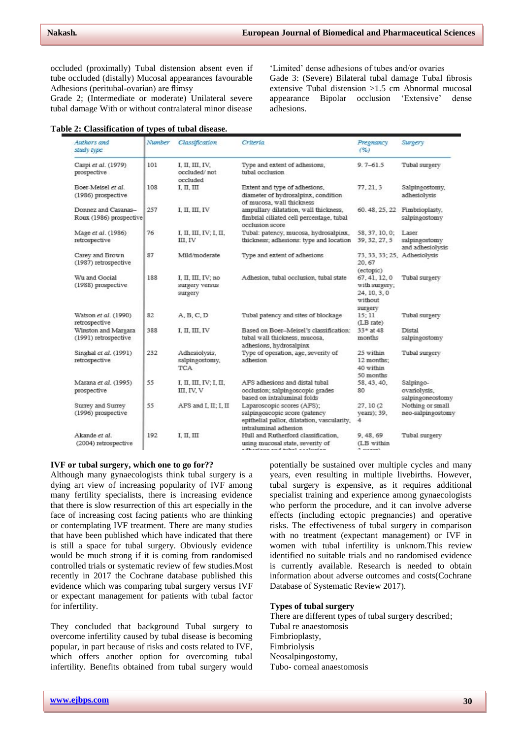occluded (proximally) Tubal distension absent even if tube occluded (distally) Mucosal appearances favourable Adhesions (peritubal-ovarian) are flimsy
Grade 2; (Intermediate or moderate) Unilateral severe tubal damage With or without contralateral minor disease 'Limited' dense adhesions of tubes and/or ovaries
Gade 3: (Severe) Bilateral tubal damage Tubal fibrosis extensive Tubal distension >1.5 cm Abnormal mucosal appearance Bipolar occlusion 'Extensive' dense adhesions.

**Table 2: Classification of types of tubal disease.**

| *Authors and study type* | *Number* | *Classification* | *Criteria* | *Pregnancy (%)* | *Surgery* |
|---|---|---|---|---|---|
| Caspi *et al.* (1979) prospective | 101 | I, II, III, IV, occluded/ not occluded | Type and extent of adhesions, tubal occlusion | 9. 7–61.5 | Tubal surgery |
| Boer-Meisel *et al.* (1986) prospective | 108 | I, II, III | Extent and type of adhesions, diameter of hydrosalpinx, condition of mucosa, wall thickness | 77, 21, 3 | Salpingostomy, adhesiolysis |
| Donnez and Casanas–Roux (1986) prospective | 257 | I, II, III, IV | ampullary dilatation, wall thickness, fimbrial ciliated cell percentage, tubal occlusion score | 60. 48, 25, 22 | Fimbrioplasty, salpingostomy |
| Mage *et al.* (1986) retrospective | 76 | I, II, III, IV; I, II, III, IV | Tubal: patency, mucosa, hydrosalpinx, thickness; adhesions: type and location | 58, 37, 10, 0; 39, 32, 27, 5 | Laser salpingostomy and adhesiolysis |
| Carey and Brown (1987) retrospective | 87 | Mild/moderate | Type and extent of adhesions | 73, 33, 33; 25, 20, 67 (ectopic) | Adhesiolysis |
| Wu and Gocial (1988) prospective | 188 | I, II, III, IV; no surgery versus surgery | Adhesion, tubal occlusion, tubal state | 67, 41, 12, 0 with surgery; 24, 10, 3, 0 without surgery | Tubal surgery |
| Watson *et al.* (1990) retrospective | 82 | A, B, C, D | Tubal patency and sites of blockage | 15; 11 (LB rate) | Tubal surgery |
| Winston and Margara (1991) retrospective | 388 | I, II, III, IV | Based on Boer–Meisel's classification: tubal wall thickness, mucosa, adhesions, hydrosalpinx | 33* at 48 months | Distal salpingostomy |
| Singhal *et al.* (1991) retrospective | 232 | Adhesiolysis, salpingostomy, TCA | Type of operation, age, severity of adhesion | 25 within 12 months; 40 within 50 months | Tubal surgery |
| Marana *et al.* (1995) prospective | 55 | I, II, III, IV; I, II, III, IV, V | AFS adhesions and distal tubal occlusion; salpingoscopic grades based on intraluminal folds | 58, 43, 40, 80 | Salpingo-ovariolysis, salpingoneostomy |
| Surrey and Surrey (1996) prospective | 55 | AFS and I, II; I, II | Laparoscopic scores (AFS); salpingoscopic score (patency epithelial pallor, dilatation, vascularity, intraluminal adhesion | 27, 10 (2 years); 39, 4 | Nothing or small neo-salpingostomy |
| Akande *et al.* (2004) retrospective | 192 | I, II, III | Hull and Rutherford classification, using mucosal state, severity of adhesions and tubal occlusion | 9, 48, 69 (LB within 3 years) | Tubal surgery |

**IVF or tubal surgery, which one to go for??**

Although many gynaecologists think tubal surgery is a dying art view of increasing popularity of IVF among many fertility specialists, there is increasing evidence that there is slow resurrection of this art especially in the face of increasing cost facing patients who are thinking or contemplating IVF treatment. There are many studies that have been published which have indicated that there is still a space for tubal surgery. Obviously evidence would be much strong if it is coming from randomised controlled trials or systematic review of few studies.Most recently in 2017 the Cochrane database published this evidence which was comparing tubal surgery versus IVF or expectant management for patients with tubal factor for infertility.

They concluded that background Tubal surgery to overcome infertility caused by tubal disease is becoming popular, in part because of risks and costs related to IVF, which offers another option for overcoming tubal infertility. Benefits obtained from tubal surgery would potentially be sustained over multiple cycles and many years, even resulting in multiple livebirths. However, tubal surgery is expensive, as it requires additional specialist training and experience among gynaecologists who perform the procedure, and it can involve adverse effects (including ectopic pregnancies) and operative risks. The effectiveness of tubal surgery in comparison with no treatment (expectant management) or IVF in women with tubal infertility is unknom.This review identified no suitable trials and no randomised evidence is currently available. Research is needed to obtain information about adverse outcomes and costs(Cochrane Database of Systematic Review 2017).

**Types of tubal surgery**

There are different types of tubal surgery described;
Tubal re anaestomosis
Fimbrioplasty,
Fimbriolysis
Neosalpingostomy,
Tubo- corneal anaestomosis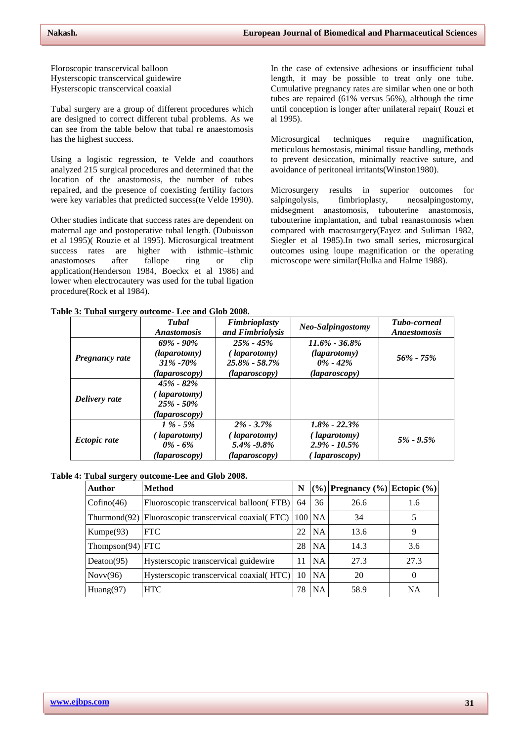Floroscopic transcervical balloon
Hysterscopic transcervical guidewire
Hysterscopic transcervical coaxial

Tubal surgery are a group of different procedures which are designed to correct different tubal problems. As we can see from the table below that tubal re anaestomosis has the highest success.

Using a logistic regression, te Velde and coauthors analyzed 215 surgical procedures and determined that the location of the anastomosis, the number of tubes repaired, and the presence of coexisting fertility factors were key variables that predicted success(te Velde 1990).

Other studies indicate that success rates are dependent on maternal age and postoperative tubal length. (Dubuisson et al 1995)( Rouzie et al 1995). Microsurgical treatment success rates are higher with isthmic–isthmic anastomoses after fallope ring or clip application(Henderson 1984, Boeckx et al 1986) and lower when electrocautery was used for the tubal ligation procedure(Rock et al 1984).

In the case of extensive adhesions or insufficient tubal length, it may be possible to treat only one tube. Cumulative pregnancy rates are similar when one or both tubes are repaired (61% versus 56%), although the time until conception is longer after unilateral repair( Rouzi et al 1995).

Microsurgical techniques require magnification, meticulous hemostasis, minimal tissue handling, methods to prevent desiccation, minimally reactive suture, and avoidance of peritoneal irritants(Winston1980).

Microsurgery results in superior outcomes for salpingolysis, fimbrioplasty, neosalpingostomy, midsegment anastomosis, tubouterine anastomosis, tubouterine implantation, and tubal reanastomosis when compared with macrosurgery(Fayez and Suliman 1982, Siegler et al 1985).In two small series, microsurgical outcomes using loupe magnification or the operating microscope were similar(Hulka and Halme 1988).

**Table 3: Tubal surgery outcome- Lee and Glob 2008.**

| | *Tubal Anastomosis* | *Fimbrioplasty and Fimbriolysis* | *Neo-Salpingostomy* | *Tubo-corneal Anaestomosis* |
|---|---|---|---|---|
| ***Pregnancy rate*** | *69% - 90% (laparotomy) 31% -70% (laparoscopy)* | *25% - 45% ( laparotomy) 25.8% - 58.7% (laparoscopy)* | *11.6% - 36.8% (laparotomy) 0% - 42% (laparoscopy)* | *56% - 75%* |
| ***Delivery rate*** | *45% - 82% ( laparotomy) 25% - 50% (laparoscopy)* | | | |
| ***Ectopic rate*** | *1 % - 5% ( laparotomy) 0% - 6% (laparoscopy)* | *2% - 3.7% ( laparotomy) 5.4% -9.8% (laparoscopy)* | *1.8% - 22.3% ( laparotomy) 2.9% - 10.5% ( laparoscopy)* | *5% - 9.5%* |

**Table 4: Tubal surgery outcome-Lee and Glob 2008.**

| **Author** | **Method** | **N** | **(%)** | **Pregnancy (%)** | **Ectopic (%)** |
|---|---|---|---|---|---|
| Cofino(46) | Fluoroscopic transcervical balloon( FTB) | 64 | 36 | 26.6 | 1.6 |
| Thurmond(92) | Fluoroscopic transcervical coaxial( FTC) | 100 | NA | 34 | 5 |
| Kumpe(93) | FTC | 22 | NA | 13.6 | 9 |
| Thompson(94) | FTC | 28 | NA | 14.3 | 3.6 |
| Deaton(95) | Hysterscopic transcervical guidewire | 11 | NA | 27.3 | 27.3 |
| Novv(96) | Hysterscopic transcervical coaxial( HTC) | 10 | NA | 20 | 0 |
| Huang(97) | HTC | 78 | NA | 58.9 | NA |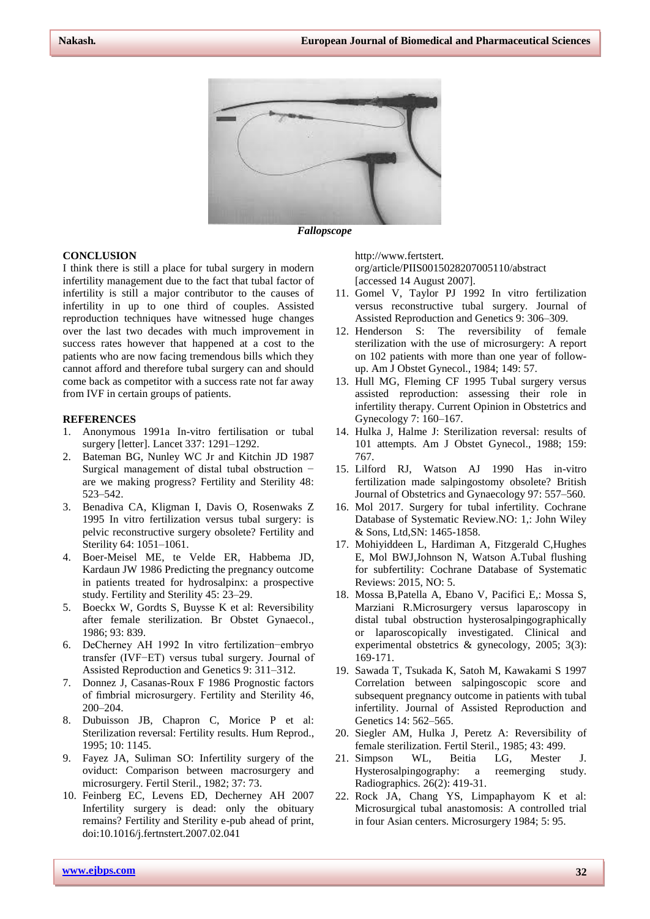*Fallopscope*

## CONCLUSION

I think there is still a place for tubal surgery in modern infertility management due to the fact that tubal factor of infertility is still a major contributor to the causes of infertility in up to one third of couples. Assisted reproduction techniques have witnessed huge changes over the last two decades with much improvement in success rates however that happened at a cost to the patients who are now facing tremendous bills which they cannot afford and therefore tubal surgery can and should come back as competitor with a success rate not far away from IVF in certain groups of patients.

## REFERENCES

1. Anonymous 1991a In-vitro fertilisation or tubal surgery [letter]. Lancet 337: 1291–1292.
2. Bateman BG, Nunley WC Jr and Kitchin JD 1987 Surgical management of distal tubal obstruction − are we making progress? Fertility and Sterility 48: 523–542.
3. Benadiva CA, Kligman I, Davis O, Rosenwaks Z 1995 In vitro fertilization versus tubal surgery: is pelvic reconstructive surgery obsolete? Fertility and Sterility 64: 1051–1061.
4. Boer-Meisel ME, te Velde ER, Habbema JD, Kardaun JW 1986 Predicting the pregnancy outcome in patients treated for hydrosalpinx: a prospective study. Fertility and Sterility 45: 23–29.
5. Boeckx W, Gordts S, Buysse K et al: Reversibility after female sterilization. Br Obstet Gynaecol., 1986; 93: 839.
6. DeCherney AH 1992 In vitro fertilization−embryo transfer (IVF−ET) versus tubal surgery. Journal of Assisted Reproduction and Genetics 9: 311–312.
7. Donnez J, Casanas-Roux F 1986 Prognostic factors of fimbrial microsurgery. Fertility and Sterility 46, 200–204.
8. Dubuisson JB, Chapron C, Morice P et al: Sterilization reversal: Fertility results. Hum Reprod., 1995; 10: 1145.
9. Fayez JA, Suliman SO: Infertility surgery of the oviduct: Comparison between macrosurgery and microsurgery. Fertil Steril., 1982; 37: 73.
10. Feinberg EC, Levens ED, Decherney AH 2007 Infertility surgery is dead: only the obituary remains? Fertility and Sterility e-pub ahead of print, doi:10.1016/j.fertnstert.2007.02.041 http://www.fertstert.org/article/PIIS0015028207005110/abstract [accessed 14 August 2007].
11. Gomel V, Taylor PJ 1992 In vitro fertilization versus reconstructive tubal surgery. Journal of Assisted Reproduction and Genetics 9: 306–309.
12. Henderson S: The reversibility of female sterilization with the use of microsurgery: A report on 102 patients with more than one year of follow-up. Am J Obstet Gynecol., 1984; 149: 57.
13. Hull MG, Fleming CF 1995 Tubal surgery versus assisted reproduction: assessing their role in infertility therapy. Current Opinion in Obstetrics and Gynecology 7: 160–167.
14. Hulka J, Halme J: Sterilization reversal: results of 101 attempts. Am J Obstet Gynecol., 1988; 159: 767.
15. Lilford RJ, Watson AJ 1990 Has in-vitro fertilization made salpingostomy obsolete? British Journal of Obstetrics and Gynaecology 97: 557–560.
16. Mol 2017. Surgery for tubal infertility. Cochrane Database of Systematic Review.NO: 1,: John Wiley & Sons, Ltd,SN: 1465-1858.
17. Mohiyiddeen L, Hardiman A, Fitzgerald C,Hughes E, Mol BWJ,Johnson N, Watson A.Tubal flushing for subfertility: Cochrane Database of Systematic Reviews: 2015, NO: 5.
18. Mossa B,Patella A, Ebano V, Pacifici E,: Mossa S, Marziani R.Microsurgery versus laparoscopy in distal tubal obstruction hysterosalpingographically or laparoscopically investigated. Clinical and experimental obstetrics & gynecology, 2005; 3(3): 169-171.
19. Sawada T, Tsukada K, Satoh M, Kawakami S 1997 Correlation between salpingoscopic score and subsequent pregnancy outcome in patients with tubal infertility. Journal of Assisted Reproduction and Genetics 14: 562–565.
20. Siegler AM, Hulka J, Peretz A: Reversibility of female sterilization. Fertil Steril., 1985; 43: 499.
21. Simpson WL, Beitia LG, Mester J. Hysterosalpingography: a reemerging study. Radiographics. 26(2): 419-31.
22. Rock JA, Chang YS, Limpaphayom K et al: Microsurgical tubal anastomosis: A controlled trial in four Asian centers. Microsurgery 1984; 5: 95.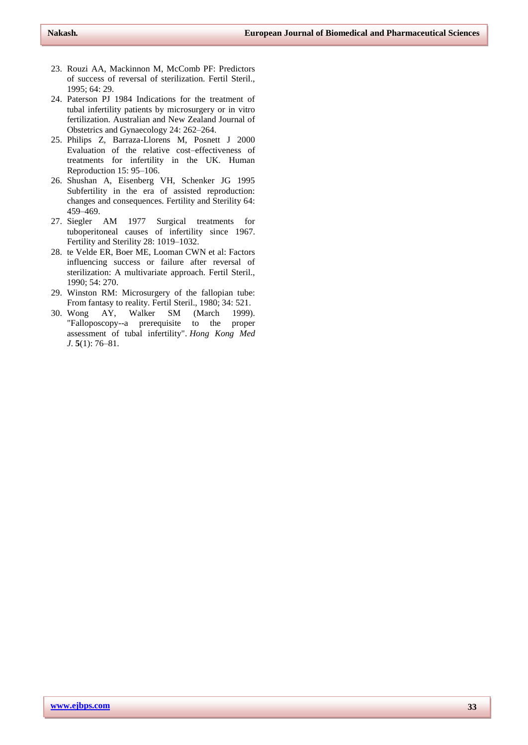23. Rouzi AA, Mackinnon M, McComb PF: Predictors of success of reversal of sterilization. Fertil Steril., 1995; 64: 29.
24. Paterson PJ 1984 Indications for the treatment of tubal infertility patients by microsurgery or in vitro fertilization. Australian and New Zealand Journal of Obstetrics and Gynaecology 24: 262–264.
25. Philips Z, Barraza-Llorens M, Posnett J 2000 Evaluation of the relative cost–effectiveness of treatments for infertility in the UK. Human Reproduction 15: 95–106.
26. Shushan A, Eisenberg VH, Schenker JG 1995 Subfertility in the era of assisted reproduction: changes and consequences. Fertility and Sterility 64: 459–469.
27. Siegler AM 1977 Surgical treatments for tuboperitoneal causes of infertility since 1967. Fertility and Sterility 28: 1019–1032.
28. te Velde ER, Boer ME, Looman CWN et al: Factors influencing success or failure after reversal of sterilization: A multivariate approach. Fertil Steril., 1990; 54: 270.
29. Winston RM: Microsurgery of the fallopian tube: From fantasy to reality. Fertil Steril., 1980; 34: 521.
30. Wong AY, Walker SM (March 1999). "Falloposcopy--a prerequisite to the proper assessment of tubal infertility". *Hong Kong Med J*. **5**(1): 76–81.